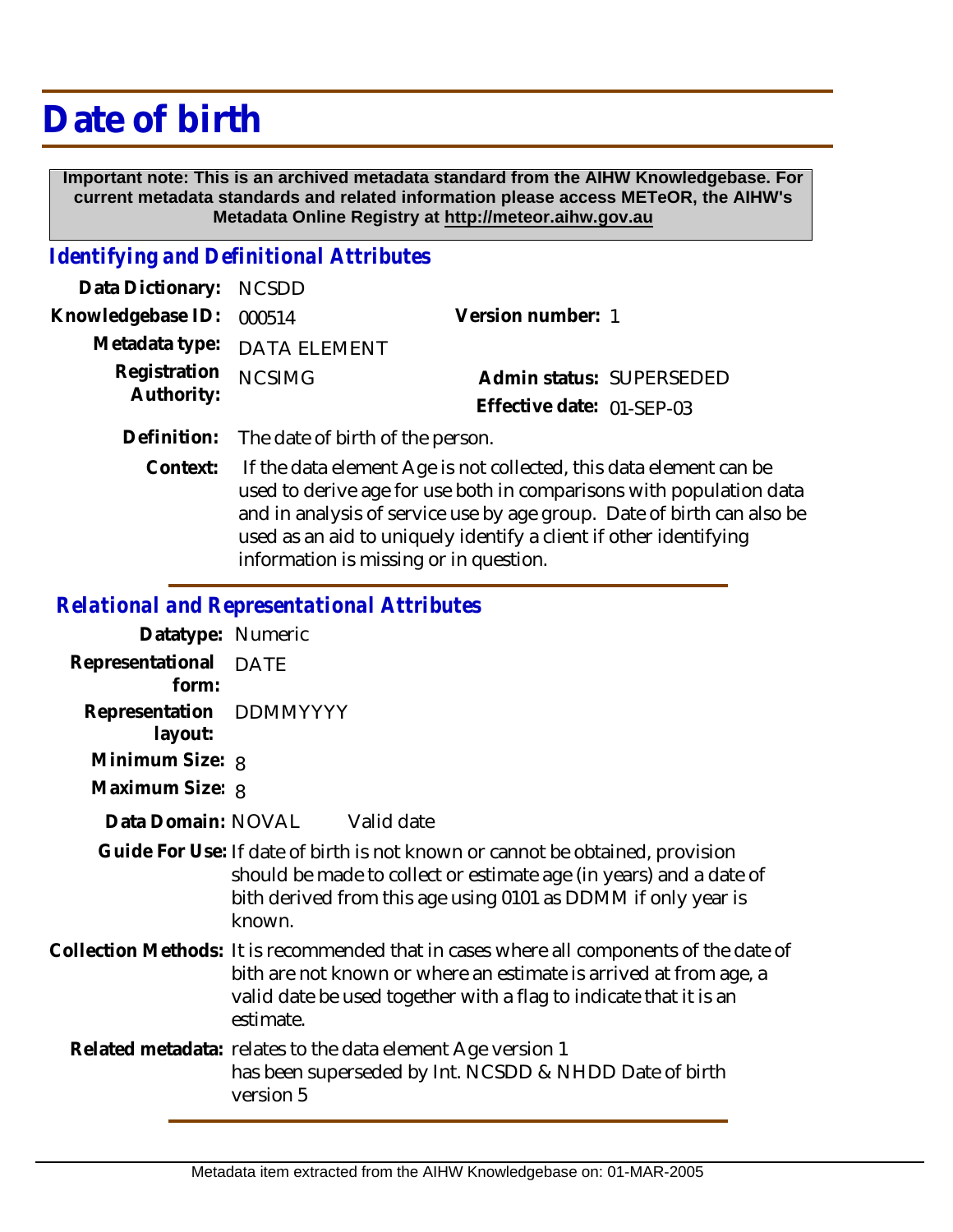# Date of birth

**Important note: This is an archived metadata standard from the AIHW Knowledgebase. For current metadata standards and related information please access METeOR, the AIHW's Metadata Online Registry at http://meteor.aihw.gov.au**

## *Identifying and Definitional Attributes*

**Data Dictionary:** NCSDD

**Knowledgebase ID:** 000514 **Version number:** 1

**Metadata type:** DATA ELEMENT

**Registration Authority:** NCSIMG **Admin status:** SUPERSEDED

**Effective date:** 01-SEP-03

**Definition:** The date of birth of the person.

**Context:** If the data element Age is not collected, this data element can be used to derive age for use both in comparisons with population data and in analysis of service use by age group. Date of birth can also be used as an aid to uniquely identify a client if other identifying information is missing or in question.

## *Relational and Representational Attributes*

**Datatype:** Numeric

**Representational form:** DATE

**Representation layout:** DDMMYYYY

**Minimum Size:** 8

**Maximum Size:** 8

**Data Domain:** NOVAL Valid date

**Guide For Use:** If date of birth is not known or cannot be obtained, provision should be made to collect or estimate age (in years) and a date of bith derived from this age using 0101 as DDMM if only year is known.

**Collection Methods:** It is recommended that in cases where all components of the date of bith are not known or where an estimate is arrived at from age, a valid date be used together with a flag to indicate that it is an estimate.

**Related metadata:** relates to the data element Age version 1
has been superseded by Int. NCSDD & NHDD Date of birth version 5

Metadata item extracted from the AIHW Knowledgebase on: 01-MAR-2005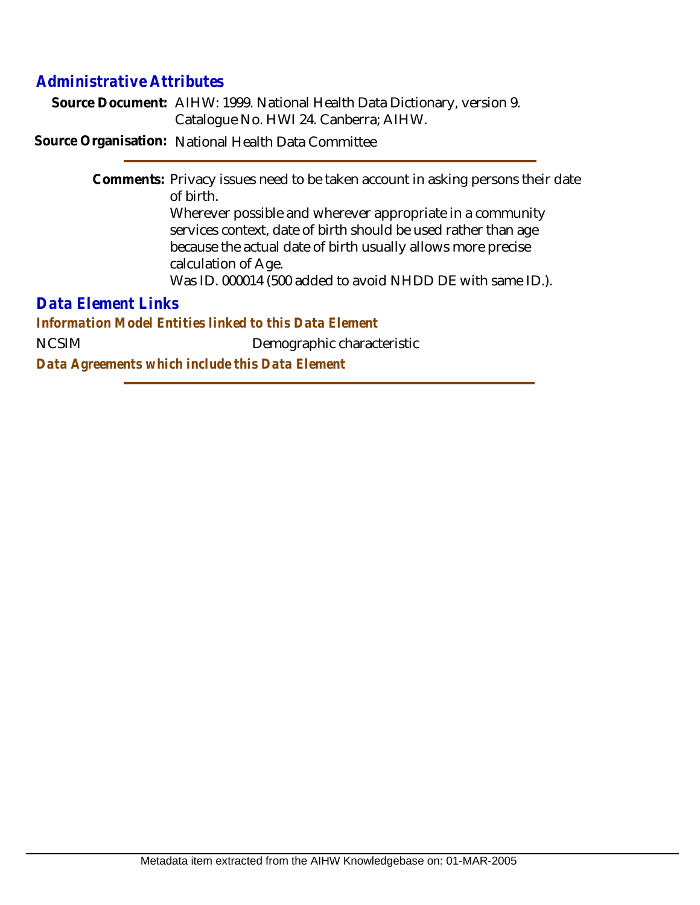## Administrative Attributes

**Source Document:** AIHW: 1999. National Health Data Dictionary, version 9. Catalogue No. HWI 24. Canberra; AIHW.

**Source Organisation:** National Health Data Committee

---

**Comments:** Privacy issues need to be taken account in asking persons their date of birth.

Wherever possible and wherever appropriate in a community services context, date of birth should be used rather than age because the actual date of birth usually allows more precise calculation of Age.

Was ID. 000014 (500 added to avoid NHDD DE with same ID.).

## Data Element Links

### Information Model Entities linked to this Data Element

NCSIM Demographic characteristic

### Data Agreements which include this Data Element

---

Metadata item extracted from the AIHW Knowledgebase on: 01-MAR-2005